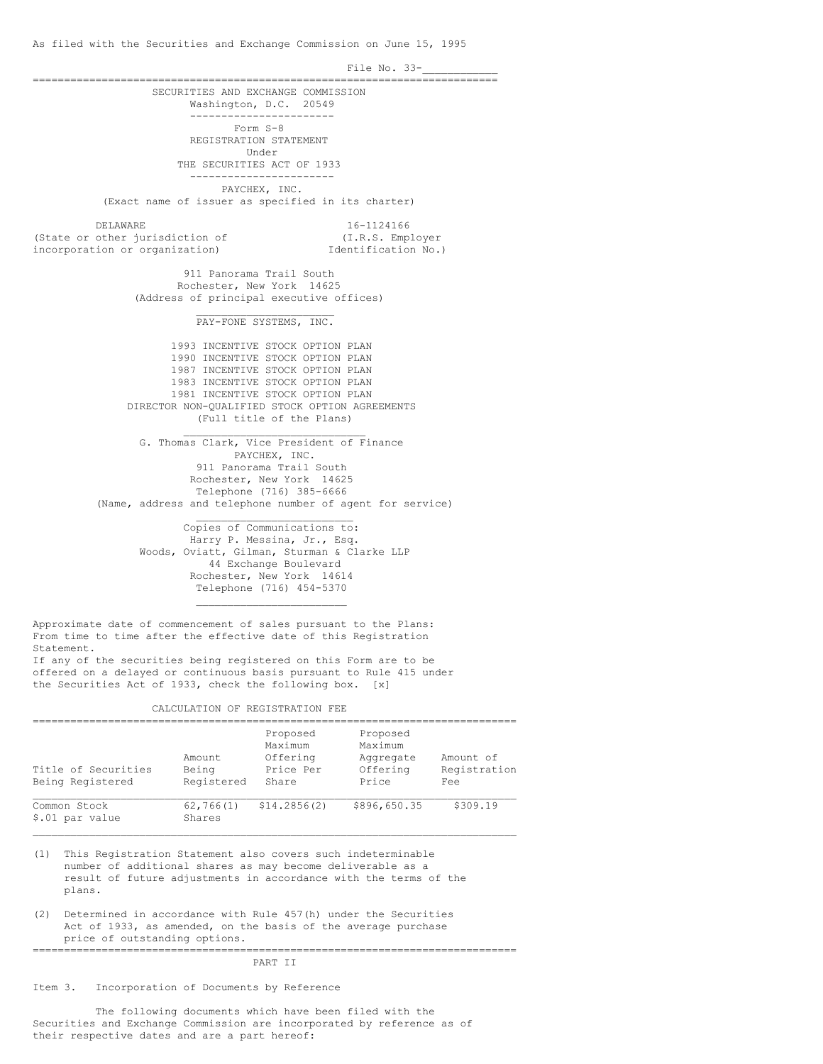As filed with the Securities and Exchange Commission on June 15, 1995

File No. 33-___________

SECURITIES AND EXCHANGE COMMISSION
Washington, D.C. 20549

Form S-8
REGISTRATION STATEMENT
Under
THE SECURITIES ACT OF 1933

PAYCHEX, INC.
(Exact name of issuer as specified in its charter)

| DELAWARE | 16-1124166 |
|---|---|
| (State or other jurisdiction of incorporation or organization) | (I.R.S. Employer Identification No.) |

911 Panorama Trail South
Rochester, New York 14625
(Address of principal executive offices)

PAY-FONE SYSTEMS, INC.

1993 INCENTIVE STOCK OPTION PLAN
1990 INCENTIVE STOCK OPTION PLAN
1987 INCENTIVE STOCK OPTION PLAN
1983 INCENTIVE STOCK OPTION PLAN
1981 INCENTIVE STOCK OPTION PLAN
DIRECTOR NON-QUALIFIED STOCK OPTION AGREEMENTS
(Full title of the Plans)

G. Thomas Clark, Vice President of Finance
PAYCHEX, INC.
911 Panorama Trail South
Rochester, New York 14625
Telephone (716) 385-6666
(Name, address and telephone number of agent for service)

Copies of Communications to:
Harry P. Messina, Jr., Esq.
Woods, Oviatt, Gilman, Sturman & Clarke LLP
44 Exchange Boulevard
Rochester, New York 14614
Telephone (716) 454-5370

Approximate date of commencement of sales pursuant to the Plans: From time to time after the effective date of this Registration Statement.

If any of the securities being registered on this Form are to be offered on a delayed or continuous basis pursuant to Rule 415 under the Securities Act of 1933, check the following box. [x]

CALCULATION OF REGISTRATION FEE

| Title of Securities Being Registered | Amount Being Registered | Proposed Maximum Offering Price Per Share | Proposed Maximum Aggregate Offering Price | Amount of Registration Fee |
|---|---|---|---|---|
| Common Stock $.01 par value | 62,766(1) Shares | $14.2856(2) | $896,650.35 | $309.19 |

(1) This Registration Statement also covers such indeterminable number of additional shares as may become deliverable as a result of future adjustments in accordance with the terms of the plans.

(2) Determined in accordance with Rule 457(h) under the Securities Act of 1933, as amended, on the basis of the average purchase price of outstanding options.

PART II

Item 3. Incorporation of Documents by Reference

The following documents which have been filed with the Securities and Exchange Commission are incorporated by reference as of their respective dates and are a part hereof: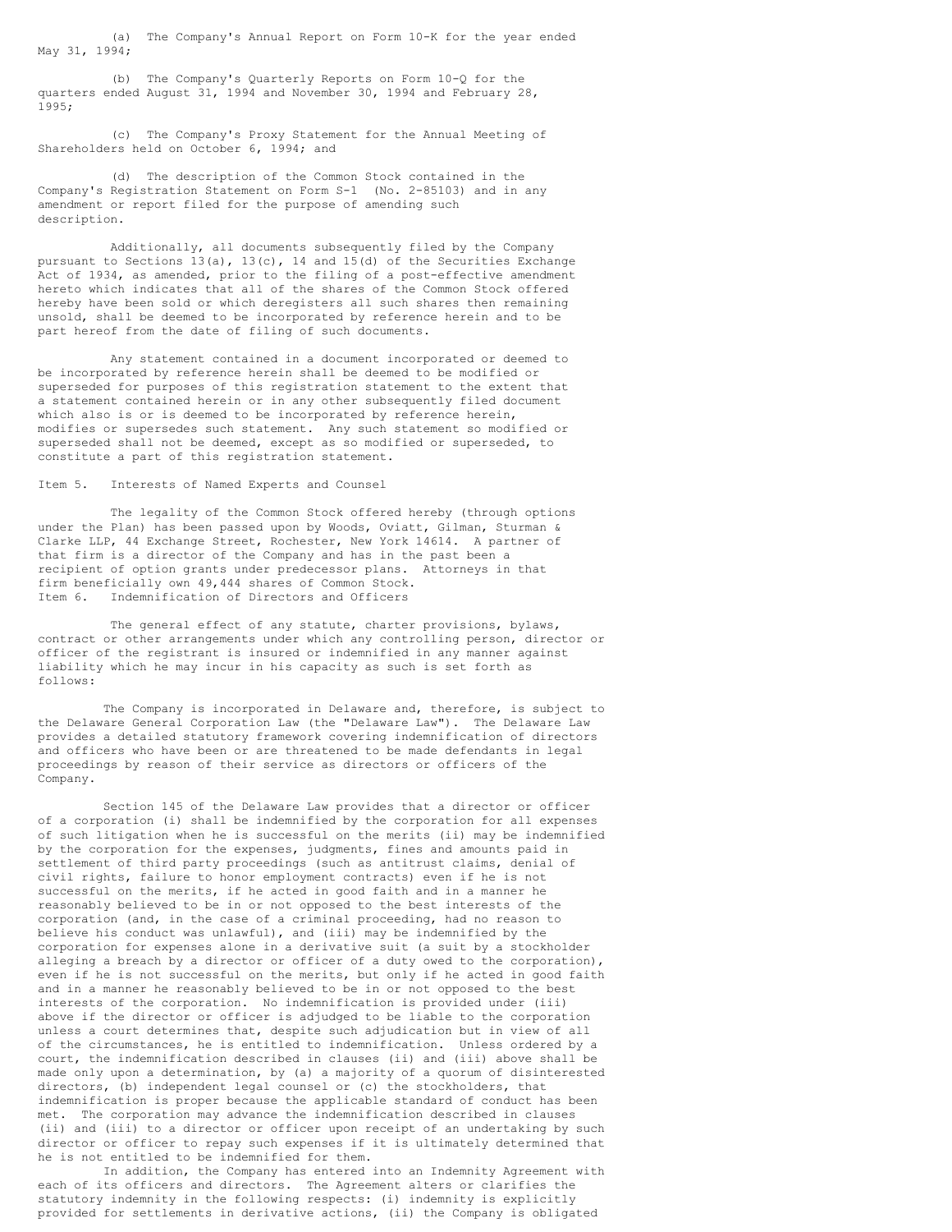(a) The Company's Annual Report on Form 10-K for the year ended May 31, 1994;

(b) The Company's Quarterly Reports on Form 10-Q for the quarters ended August 31, 1994 and November 30, 1994 and February 28, 1995;

(c) The Company's Proxy Statement for the Annual Meeting of Shareholders held on October 6, 1994; and

(d) The description of the Common Stock contained in the Company's Registration Statement on Form S-1 (No. 2-85103) and in any amendment or report filed for the purpose of amending such description.

Additionally, all documents subsequently filed by the Company pursuant to Sections 13(a), 13(c), 14 and 15(d) of the Securities Exchange Act of 1934, as amended, prior to the filing of a post-effective amendment hereto which indicates that all of the shares of the Common Stock offered hereby have been sold or which deregisters all such shares then remaining unsold, shall be deemed to be incorporated by reference herein and to be part hereof from the date of filing of such documents.

Any statement contained in a document incorporated or deemed to be incorporated by reference herein shall be deemed to be modified or superseded for purposes of this registration statement to the extent that a statement contained herein or in any other subsequently filed document which also is or is deemed to be incorporated by reference herein, modifies or supersedes such statement. Any such statement so modified or superseded shall not be deemed, except as so modified or superseded, to constitute a part of this registration statement.

## Item 5. Interests of Named Experts and Counsel

The legality of the Common Stock offered hereby (through options under the Plan) has been passed upon by Woods, Oviatt, Gilman, Sturman & Clarke LLP, 44 Exchange Street, Rochester, New York 14614. A partner of that firm is a director of the Company and has in the past been a recipient of option grants under predecessor plans. Attorneys in that firm beneficially own 49,444 shares of Common Stock.

## Item 6. Indemnification of Directors and Officers

The general effect of any statute, charter provisions, bylaws, contract or other arrangements under which any controlling person, director or officer of the registrant is insured or indemnified in any manner against liability which he may incur in his capacity as such is set forth as follows:

The Company is incorporated in Delaware and, therefore, is subject to the Delaware General Corporation Law (the "Delaware Law"). The Delaware Law provides a detailed statutory framework covering indemnification of directors and officers who have been or are threatened to be made defendants in legal proceedings by reason of their service as directors or officers of the Company.

Section 145 of the Delaware Law provides that a director or officer of a corporation (i) shall be indemnified by the corporation for all expenses of such litigation when he is successful on the merits (ii) may be indemnified by the corporation for the expenses, judgments, fines and amounts paid in settlement of third party proceedings (such as antitrust claims, denial of civil rights, failure to honor employment contracts) even if he is not successful on the merits, if he acted in good faith and in a manner he reasonably believed to be in or not opposed to the best interests of the corporation (and, in the case of a criminal proceeding, had no reason to believe his conduct was unlawful), and (iii) may be indemnified by the corporation for expenses alone in a derivative suit (a suit by a stockholder alleging a breach by a director or officer of a duty owed to the corporation), even if he is not successful on the merits, but only if he acted in good faith and in a manner he reasonably believed to be in or not opposed to the best interests of the corporation. No indemnification is provided under (iii) above if the director or officer is adjudged to be liable to the corporation unless a court determines that, despite such adjudication but in view of all of the circumstances, he is entitled to indemnification. Unless ordered by a court, the indemnification described in clauses (ii) and (iii) above shall be made only upon a determination, by (a) a majority of a quorum of disinterested directors, (b) independent legal counsel or (c) the stockholders, that indemnification is proper because the applicable standard of conduct has been met. The corporation may advance the indemnification described in clauses (ii) and (iii) to a director or officer upon receipt of an undertaking by such director or officer to repay such expenses if it is ultimately determined that he is not entitled to be indemnified for them.

In addition, the Company has entered into an Indemnity Agreement with each of its officers and directors. The Agreement alters or clarifies the statutory indemnity in the following respects: (i) indemnity is explicitly provided for settlements in derivative actions, (ii) the Company is obligated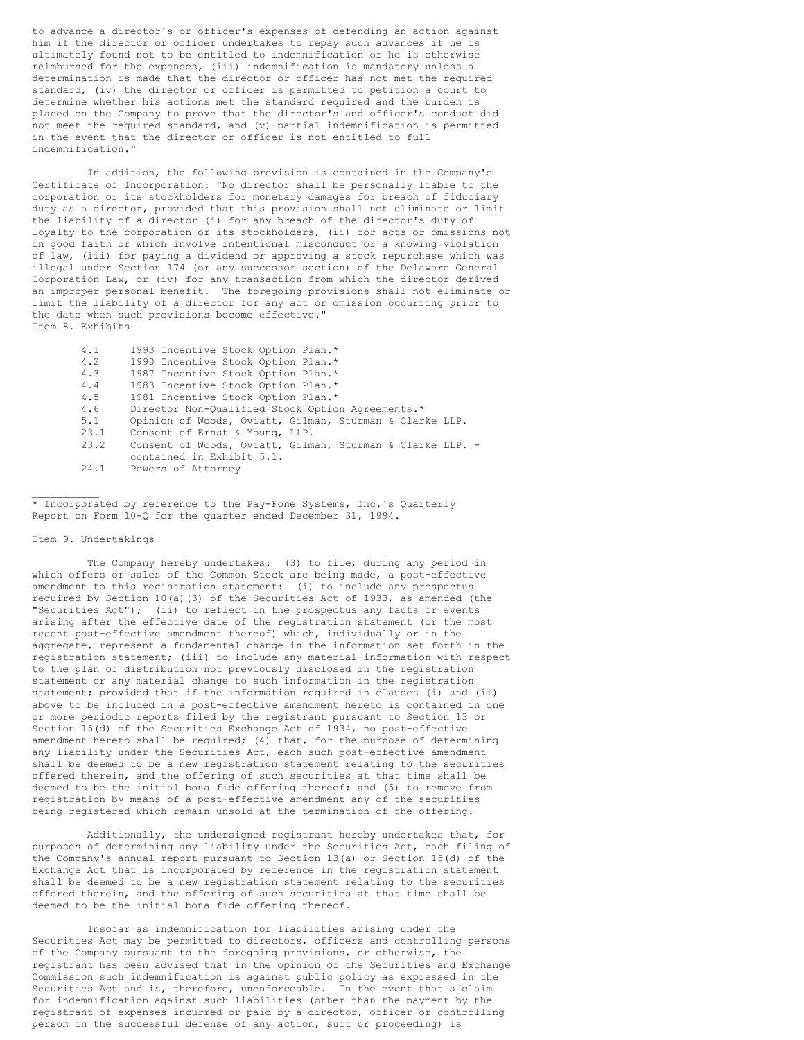to advance a director's or officer's expenses of defending an action against him if the director or officer undertakes to repay such advances if he is ultimately found not to be entitled to indemnification or he is otherwise reimbursed for the expenses, (iii) indemnification is mandatory unless a determination is made that the director or officer has not met the required standard, (iv) the director or officer is permitted to petition a court to determine whether his actions met the standard required and the burden is placed on the Company to prove that the director's and officer's conduct did not meet the required standard, and (v) partial indemnification is permitted in the event that the director or officer is not entitled to full indemnification."

In addition, the following provision is contained in the Company's Certificate of Incorporation: "No director shall be personally liable to the corporation or its stockholders for monetary damages for breach of fiduciary duty as a director, provided that this provision shall not eliminate or limit the liability of a director (i) for any breach of the director's duty of loyalty to the corporation or its stockholders, (ii) for acts or omissions not in good faith or which involve intentional misconduct or a knowing violation of law, (iii) for paying a dividend or approving a stock repurchase which was illegal under Section 174 (or any successor section) of the Delaware General Corporation Law, or (iv) for any transaction from which the director derived an improper personal benefit. The foregoing provisions shall not eliminate or limit the liability of a director for any act or omission occurring prior to the date when such provisions become effective."

Item 8. Exhibits

| | |
|---|---|
| 4.1 | 1993 Incentive Stock Option Plan.* |
| 4.2 | 1990 Incentive Stock Option Plan.* |
| 4.3 | 1987 Incentive Stock Option Plan.* |
| 4.4 | 1983 Incentive Stock Option Plan.* |
| 4.5 | 1981 Incentive Stock Option Plan.* |
| 4.6 | Director Non-Qualified Stock Option Agreements.* |
| 5.1 | Opinion of Woods, Oviatt, Gilman, Sturman & Clarke LLP. |
| 23.1 | Consent of Ernst & Young, LLP. |
| 23.2 | Consent of Woods, Oviatt, Gilman, Sturman & Clarke LLP. - contained in Exhibit 5.1. |
| 24.1 | Powers of Attorney |

___________

* Incorporated by reference to the Pay-Fone Systems, Inc.'s Quarterly Report on Form 10-Q for the quarter ended December 31, 1994.

Item 9. Undertakings

The Company hereby undertakes: (3) to file, during any period in which offers or sales of the Common Stock are being made, a post-effective amendment to this registration statement: (i) to include any prospectus required by Section 10(a)(3) of the Securities Act of 1933, as amended (the "Securities Act"); (ii) to reflect in the prospectus any facts or events arising after the effective date of the registration statement (or the most recent post-effective amendment thereof) which, individually or in the aggregate, represent a fundamental change in the information set forth in the registration statement; (iii) to include any material information with respect to the plan of distribution not previously disclosed in the registration statement or any material change to such information in the registration statement; provided that if the information required in clauses (i) and (ii) above to be included in a post-effective amendment hereto is contained in one or more periodic reports filed by the registrant pursuant to Section 13 or Section 15(d) of the Securities Exchange Act of 1934, no post-effective amendment hereto shall be required; (4) that, for the purpose of determining any liability under the Securities Act, each such post-effective amendment shall be deemed to be a new registration statement relating to the securities offered therein, and the offering of such securities at that time shall be deemed to be the initial bona fide offering thereof; and (5) to remove from registration by means of a post-effective amendment any of the securities being registered which remain unsold at the termination of the offering.

Additionally, the undersigned registrant hereby undertakes that, for purposes of determining any liability under the Securities Act, each filing of the Company's annual report pursuant to Section 13(a) or Section 15(d) of the Exchange Act that is incorporated by reference in the registration statement shall be deemed to be a new registration statement relating to the securities offered therein, and the offering of such securities at that time shall be deemed to be the initial bona fide offering thereof.

Insofar as indemnification for liabilities arising under the Securities Act may be permitted to directors, officers and controlling persons of the Company pursuant to the foregoing provisions, or otherwise, the registrant has been advised that in the opinion of the Securities and Exchange Commission such indemnification is against public policy as expressed in the Securities Act and is, therefore, unenforceable. In the event that a claim for indemnification against such liabilities (other than the payment by the registrant of expenses incurred or paid by a director, officer or controlling person in the successful defense of any action, suit or proceeding) is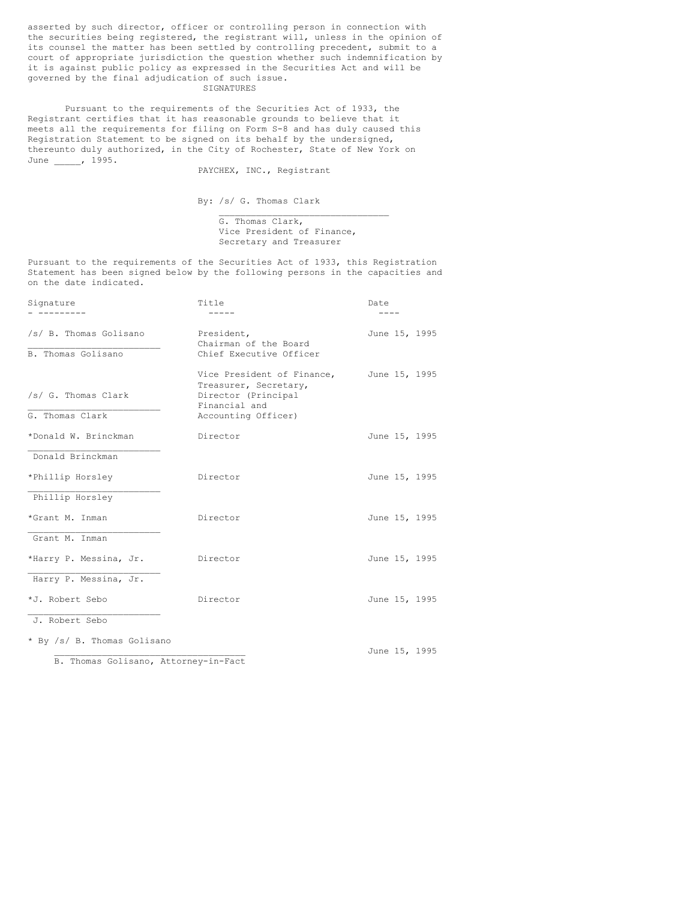asserted by such director, officer or controlling person in connection with the securities being registered, the registrant will, unless in the opinion of its counsel the matter has been settled by controlling precedent, submit to a court of appropriate jurisdiction the question whether such indemnification by it is against public policy as expressed in the Securities Act and will be governed by the final adjudication of such issue.

## SIGNATURES

Pursuant to the requirements of the Securities Act of 1933, the Registrant certifies that it has reasonable grounds to believe that it meets all the requirements for filing on Form S-8 and has duly caused this Registration Statement to be signed on its behalf by the undersigned, thereunto duly authorized, in the City of Rochester, State of New York on June _____, 1995.

PAYCHEX, INC., Registrant

By: /s/ G. Thomas Clark
\_\_\_\_\_\_\_\_\_\_\_\_\_\_\_\_\_\_\_\_\_\_\_\_\_\_\_\_\_\_\_\_
G. Thomas Clark,
Vice President of Finance,
Secretary and Treasurer

Pursuant to the requirements of the Securities Act of 1933, this Registration Statement has been signed below by the following persons in the capacities and on the date indicated.

| Signature | Title | Date |
|---|---|---|
| /s/ B. Thomas Golisano<br>B. Thomas Golisano | President, Chairman of the Board Chief Executive Officer | June 15, 1995 |
| /s/ G. Thomas Clark<br>G. Thomas Clark | Vice President of Finance, Treasurer, Secretary, Director (Principal Financial and Accounting Officer) | June 15, 1995 |
| *Donald W. Brinckman<br>Donald Brinckman | Director | June 15, 1995 |
| *Phillip Horsley<br>Phillip Horsley | Director | June 15, 1995 |
| *Grant M. Inman<br>Grant M. Inman | Director | June 15, 1995 |
| *Harry P. Messina, Jr.<br>Harry P. Messina, Jr. | Director | June 15, 1995 |
| *J. Robert Sebo<br>J. Robert Sebo | Director | June 15, 1995 |

* By /s/ B. Thomas Golisano
\_\_\_\_\_\_\_\_\_\_\_\_\_\_\_\_\_\_\_\_\_\_\_\_\_\_\_\_\_\_\_\_\_\_\_\_ June 15, 1995
B. Thomas Golisano, Attorney-in-Fact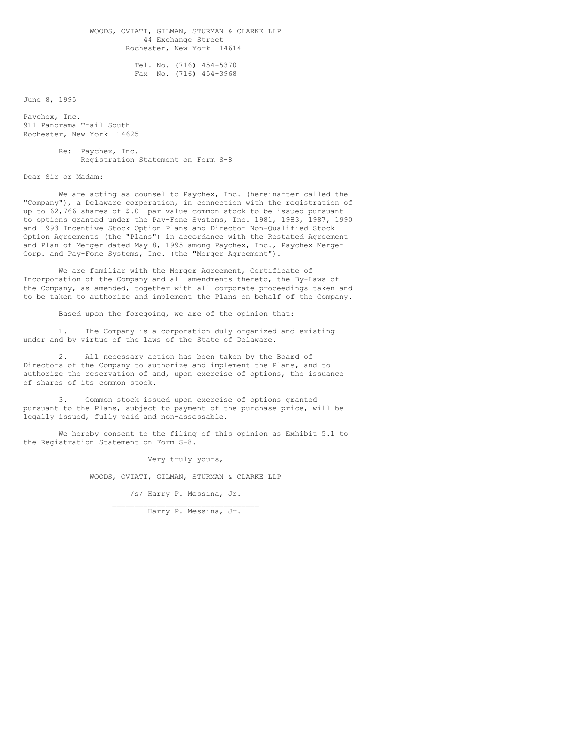WOODS, OVIATT, GILMAN, STURMAN & CLARKE LLP
44 Exchange Street
Rochester, New York 14614

Tel. No. (716) 454-5370
Fax No. (716) 454-3968

June 8, 1995

Paychex, Inc.
911 Panorama Trail South
Rochester, New York 14625

Re: Paychex, Inc.
Registration Statement on Form S-8

Dear Sir or Madam:

We are acting as counsel to Paychex, Inc. (hereinafter called the "Company"), a Delaware corporation, in connection with the registration of up to 62,766 shares of $.01 par value common stock to be issued pursuant to options granted under the Pay-Fone Systems, Inc. 1981, 1983, 1987, 1990 and 1993 Incentive Stock Option Plans and Director Non-Qualified Stock Option Agreements (the "Plans") in accordance with the Restated Agreement and Plan of Merger dated May 8, 1995 among Paychex, Inc., Paychex Merger Corp. and Pay-Fone Systems, Inc. (the "Merger Agreement").

We are familiar with the Merger Agreement, Certificate of Incorporation of the Company and all amendments thereto, the By-Laws of the Company, as amended, together with all corporate proceedings taken and to be taken to authorize and implement the Plans on behalf of the Company.

Based upon the foregoing, we are of the opinion that:

1. The Company is a corporation duly organized and existing under and by virtue of the laws of the State of Delaware.

2. All necessary action has been taken by the Board of Directors of the Company to authorize and implement the Plans, and to authorize the reservation of and, upon exercise of options, the issuance of shares of its common stock.

3. Common stock issued upon exercise of options granted pursuant to the Plans, subject to payment of the purchase price, will be legally issued, fully paid and non-assessable.

We hereby consent to the filing of this opinion as Exhibit 5.1 to the Registration Statement on Form S-8.

Very truly yours,

WOODS, OVIATT, GILMAN, STURMAN & CLARKE LLP

/s/ Harry P. Messina, Jr.
________________________________
Harry P. Messina, Jr.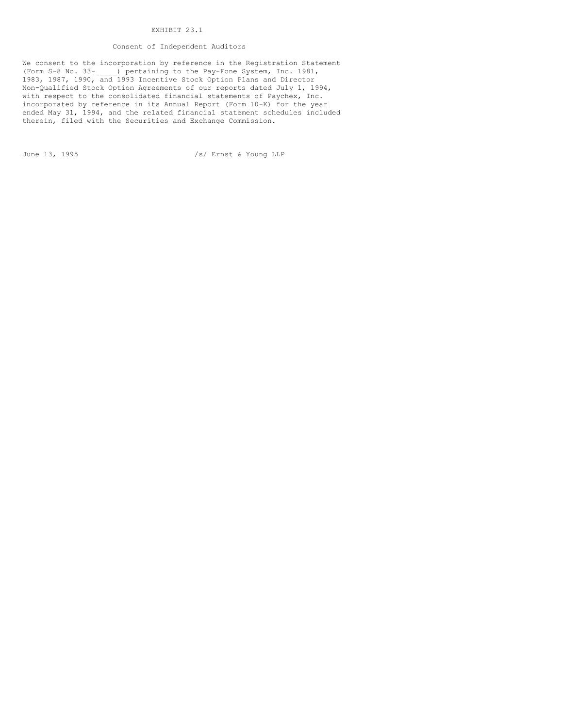EXHIBIT 23.1

Consent of Independent Auditors

We consent to the incorporation by reference in the Registration Statement (Form S-8 No. 33-_____) pertaining to the Pay-Fone System, Inc. 1981, 1983, 1987, 1990, and 1993 Incentive Stock Option Plans and Director Non-Qualified Stock Option Agreements of our reports dated July 1, 1994, with respect to the consolidated financial statements of Paychex, Inc. incorporated by reference in its Annual Report (Form 10-K) for the year ended May 31, 1994, and the related financial statement schedules included therein, filed with the Securities and Exchange Commission.

June 13, 1995 /s/ Ernst & Young LLP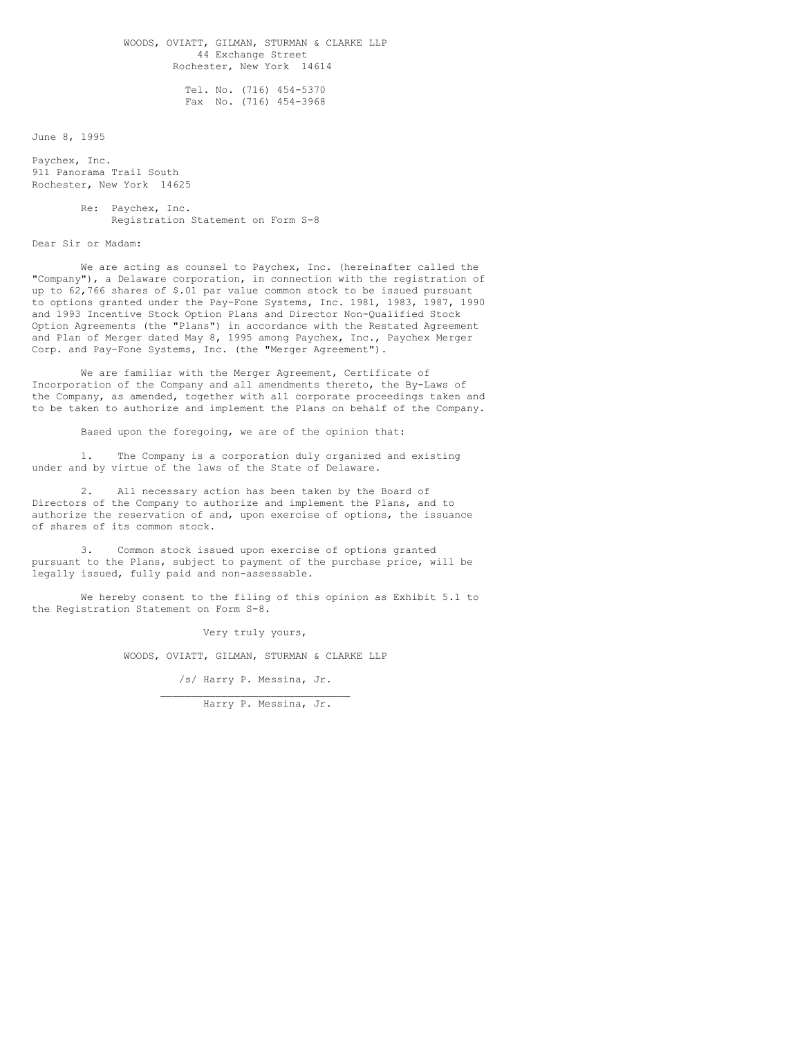WOODS, OVIATT, GILMAN, STURMAN & CLARKE LLP
44 Exchange Street
Rochester, New York 14614

Tel. No. (716) 454-5370
Fax No. (716) 454-3968

June 8, 1995

Paychex, Inc.
911 Panorama Trail South
Rochester, New York 14625

Re: Paychex, Inc.
Registration Statement on Form S-8

Dear Sir or Madam:

We are acting as counsel to Paychex, Inc. (hereinafter called the "Company"), a Delaware corporation, in connection with the registration of up to 62,766 shares of $.01 par value common stock to be issued pursuant to options granted under the Pay-Fone Systems, Inc. 1981, 1983, 1987, 1990 and 1993 Incentive Stock Option Plans and Director Non-Qualified Stock Option Agreements (the "Plans") in accordance with the Restated Agreement and Plan of Merger dated May 8, 1995 among Paychex, Inc., Paychex Merger Corp. and Pay-Fone Systems, Inc. (the "Merger Agreement").

We are familiar with the Merger Agreement, Certificate of Incorporation of the Company and all amendments thereto, the By-Laws of the Company, as amended, together with all corporate proceedings taken and to be taken to authorize and implement the Plans on behalf of the Company.

Based upon the foregoing, we are of the opinion that:

1. The Company is a corporation duly organized and existing under and by virtue of the laws of the State of Delaware.

2. All necessary action has been taken by the Board of Directors of the Company to authorize and implement the Plans, and to authorize the reservation of and, upon exercise of options, the issuance of shares of its common stock.

3. Common stock issued upon exercise of options granted pursuant to the Plans, subject to payment of the purchase price, will be legally issued, fully paid and non-assessable.

We hereby consent to the filing of this opinion as Exhibit 5.1 to the Registration Statement on Form S-8.

Very truly yours,

WOODS, OVIATT, GILMAN, STURMAN & CLARKE LLP

/s/ Harry P. Messina, Jr.

______________________________
Harry P. Messina, Jr.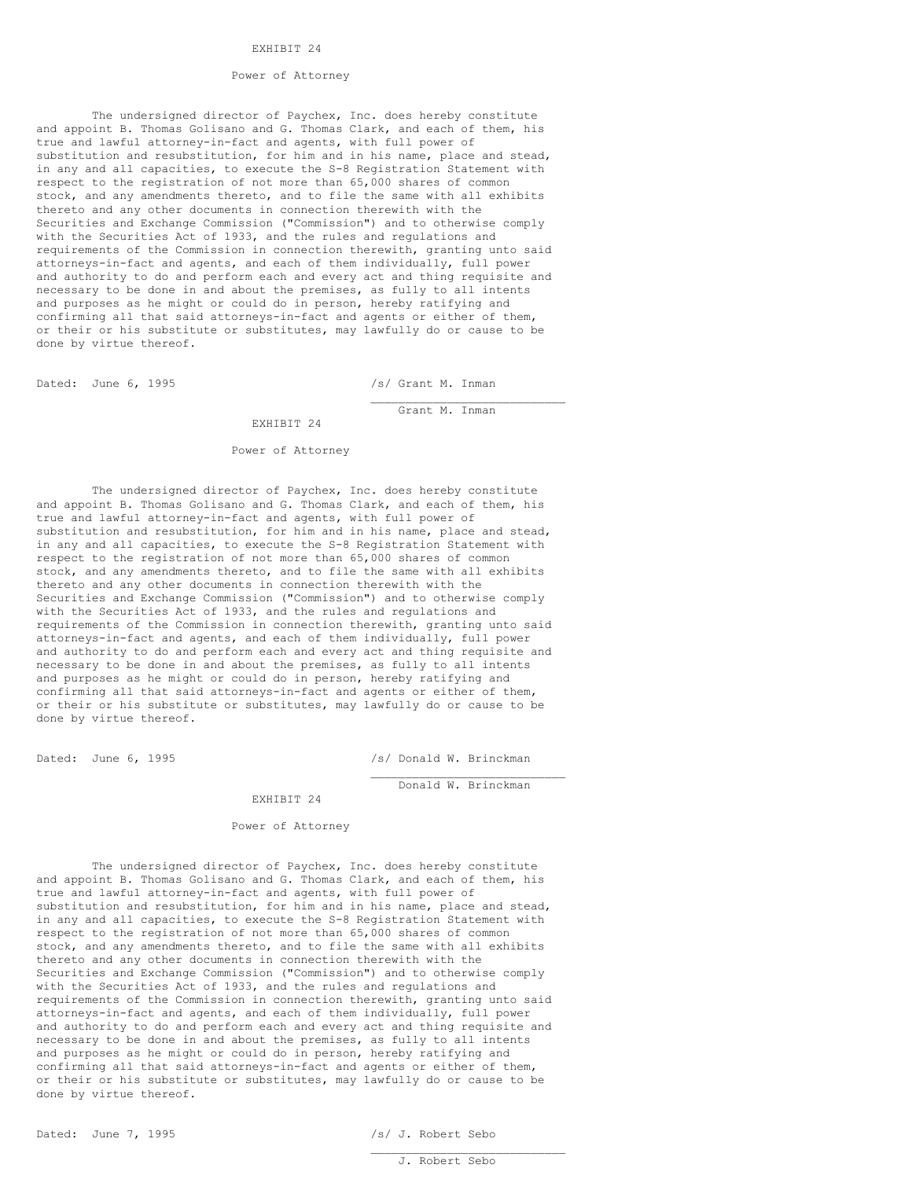EXHIBIT 24

Power of Attorney

The undersigned director of Paychex, Inc. does hereby constitute and appoint B. Thomas Golisano and G. Thomas Clark, and each of them, his true and lawful attorney-in-fact and agents, with full power of substitution and resubstitution, for him and in his name, place and stead, in any and all capacities, to execute the S-8 Registration Statement with respect to the registration of not more than 65,000 shares of common stock, and any amendments thereto, and to file the same with all exhibits thereto and any other documents in connection therewith with the Securities and Exchange Commission ("Commission") and to otherwise comply with the Securities Act of 1933, and the rules and regulations and requirements of the Commission in connection therewith, granting unto said attorneys-in-fact and agents, and each of them individually, full power and authority to do and perform each and every act and thing requisite and necessary to be done in and about the premises, as fully to all intents and purposes as he might or could do in person, hereby ratifying and confirming all that said attorneys-in-fact and agents or either of them, or their or his substitute or substitutes, may lawfully do or cause to be done by virtue thereof.

Dated: June 6, 1995

/s/ Grant M. Inman

Grant M. Inman

EXHIBIT 24

Power of Attorney

The undersigned director of Paychex, Inc. does hereby constitute and appoint B. Thomas Golisano and G. Thomas Clark, and each of them, his true and lawful attorney-in-fact and agents, with full power of substitution and resubstitution, for him and in his name, place and stead, in any and all capacities, to execute the S-8 Registration Statement with respect to the registration of not more than 65,000 shares of common stock, and any amendments thereto, and to file the same with all exhibits thereto and any other documents in connection therewith with the Securities and Exchange Commission ("Commission") and to otherwise comply with the Securities Act of 1933, and the rules and regulations and requirements of the Commission in connection therewith, granting unto said attorneys-in-fact and agents, and each of them individually, full power and authority to do and perform each and every act and thing requisite and necessary to be done in and about the premises, as fully to all intents and purposes as he might or could do in person, hereby ratifying and confirming all that said attorneys-in-fact and agents or either of them, or their or his substitute or substitutes, may lawfully do or cause to be done by virtue thereof.

Dated: June 6, 1995

/s/ Donald W. Brinckman

Donald W. Brinckman

EXHIBIT 24

Power of Attorney

The undersigned director of Paychex, Inc. does hereby constitute and appoint B. Thomas Golisano and G. Thomas Clark, and each of them, his true and lawful attorney-in-fact and agents, with full power of substitution and resubstitution, for him and in his name, place and stead, in any and all capacities, to execute the S-8 Registration Statement with respect to the registration of not more than 65,000 shares of common stock, and any amendments thereto, and to file the same with all exhibits thereto and any other documents in connection therewith with the Securities and Exchange Commission ("Commission") and to otherwise comply with the Securities Act of 1933, and the rules and regulations and requirements of the Commission in connection therewith, granting unto said attorneys-in-fact and agents, and each of them individually, full power and authority to do and perform each and every act and thing requisite and necessary to be done in and about the premises, as fully to all intents and purposes as he might or could do in person, hereby ratifying and confirming all that said attorneys-in-fact and agents or either of them, or their or his substitute or substitutes, may lawfully do or cause to be done by virtue thereof.

Dated: June 7, 1995

/s/ J. Robert Sebo

J. Robert Sebo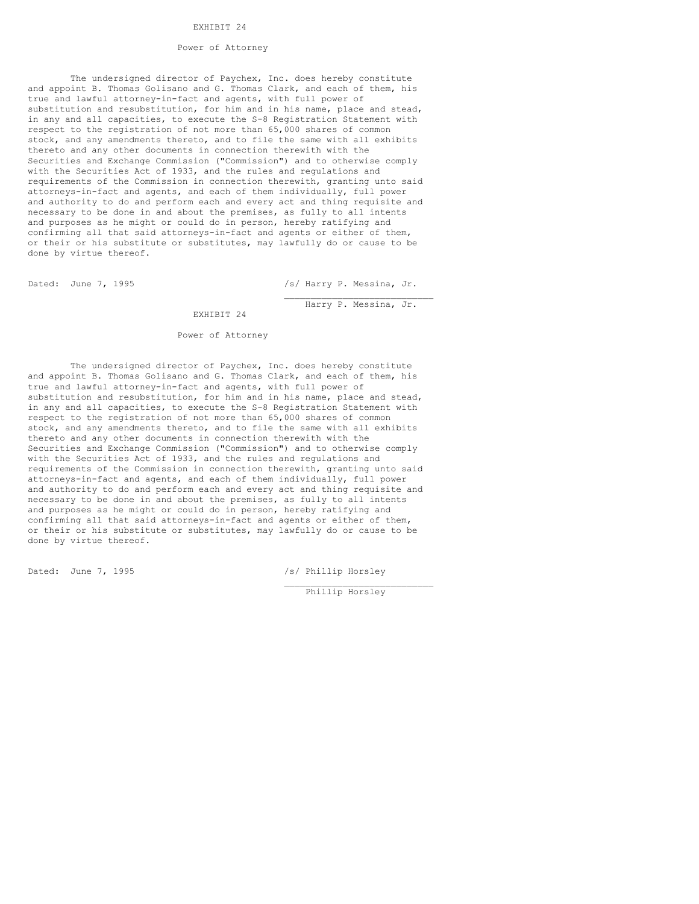EXHIBIT 24

Power of Attorney

The undersigned director of Paychex, Inc. does hereby constitute and appoint B. Thomas Golisano and G. Thomas Clark, and each of them, his true and lawful attorney-in-fact and agents, with full power of substitution and resubstitution, for him and in his name, place and stead, in any and all capacities, to execute the S-8 Registration Statement with respect to the registration of not more than 65,000 shares of common stock, and any amendments thereto, and to file the same with all exhibits thereto and any other documents in connection therewith with the Securities and Exchange Commission ("Commission") and to otherwise comply with the Securities Act of 1933, and the rules and regulations and requirements of the Commission in connection therewith, granting unto said attorneys-in-fact and agents, and each of them individually, full power and authority to do and perform each and every act and thing requisite and necessary to be done in and about the premises, as fully to all intents and purposes as he might or could do in person, hereby ratifying and confirming all that said attorneys-in-fact and agents or either of them, or their or his substitute or substitutes, may lawfully do or cause to be done by virtue thereof.

Dated: June 7, 1995

/s/ Harry P. Messina, Jr.

___________________________

Harry P. Messina, Jr.

EXHIBIT 24

Power of Attorney

The undersigned director of Paychex, Inc. does hereby constitute and appoint B. Thomas Golisano and G. Thomas Clark, and each of them, his true and lawful attorney-in-fact and agents, with full power of substitution and resubstitution, for him and in his name, place and stead, in any and all capacities, to execute the S-8 Registration Statement with respect to the registration of not more than 65,000 shares of common stock, and any amendments thereto, and to file the same with all exhibits thereto and any other documents in connection therewith with the Securities and Exchange Commission ("Commission") and to otherwise comply with the Securities Act of 1933, and the rules and regulations and requirements of the Commission in connection therewith, granting unto said attorneys-in-fact and agents, and each of them individually, full power and authority to do and perform each and every act and thing requisite and necessary to be done in and about the premises, as fully to all intents and purposes as he might or could do in person, hereby ratifying and confirming all that said attorneys-in-fact and agents or either of them, or their or his substitute or substitutes, may lawfully do or cause to be done by virtue thereof.

Dated: June 7, 1995

/s/ Phillip Horsley

___________________________

Phillip Horsley